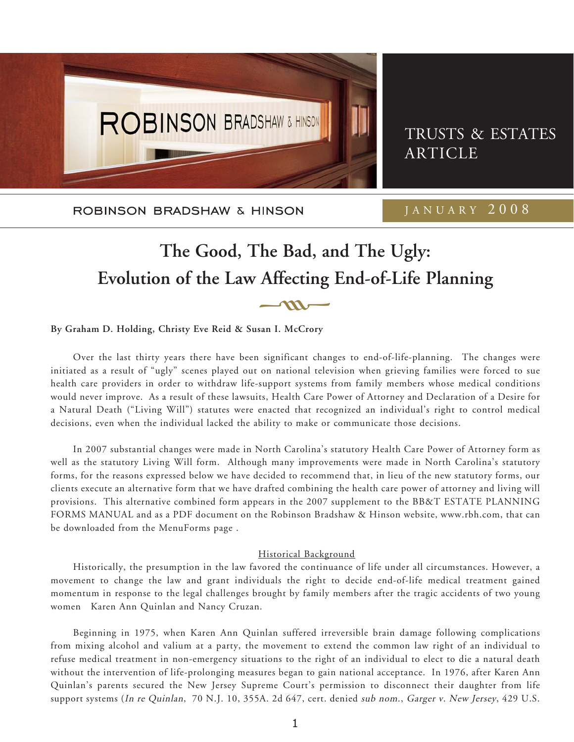TRUSTS & ESTATES ARTICLE

ROBINSON BRADSHAW & HINSON

JANUARY 2008

# The Good, The Bad, and The Ugly: Evolution of the Law Affecting End-of-Life Planning

**By Graham D. Holding, Christy Eve Reid & Susan I. McCrory**

Over the last thirty years there have been significant changes to end-of-life-planning. The changes were initiated as a result of "ugly" scenes played out on national television when grieving families were forced to sue health care providers in order to withdraw life-support systems from family members whose medical conditions would never improve. As a result of these lawsuits, Health Care Power of Attorney and Declaration of a Desire for a Natural Death ("Living Will") statutes were enacted that recognized an individual's right to control medical decisions, even when the individual lacked the ability to make or communicate those decisions.

In 2007 substantial changes were made in North Carolina's statutory Health Care Power of Attorney form as well as the statutory Living Will form. Although many improvements were made in North Carolina's statutory forms, for the reasons expressed below we have decided to recommend that, in lieu of the new statutory forms, our clients execute an alternative form that we have drafted combining the health care power of attorney and living will provisions. This alternative combined form appears in the 2007 supplement to the BB&T ESTATE PLANNING FORMS MANUAL and as a PDF document on the Robinson Bradshaw & Hinson website, www.rbh.com, that can be downloaded from the MenuForms page .

## Historical Background

Historically, the presumption in the law favored the continuance of life under all circumstances. However, a movement to change the law and grant individuals the right to decide end-of-life medical treatment gained momentum in response to the legal challenges brought by family members after the tragic accidents of two young women Karen Ann Quinlan and Nancy Cruzan.

Beginning in 1975, when Karen Ann Quinlan suffered irreversible brain damage following complications from mixing alcohol and valium at a party, the movement to extend the common law right of an individual to refuse medical treatment in non-emergency situations to the right of an individual to elect to die a natural death without the intervention of life-prolonging measures began to gain national acceptance. In 1976, after Karen Ann Quinlan's parents secured the New Jersey Supreme Court's permission to disconnect their daughter from life support systems (*In re Quinlan*, 70 N.J. 10, 355A. 2d 647, cert. denied *sub nom.*, *Garger v. New Jersey*, 429 U.S.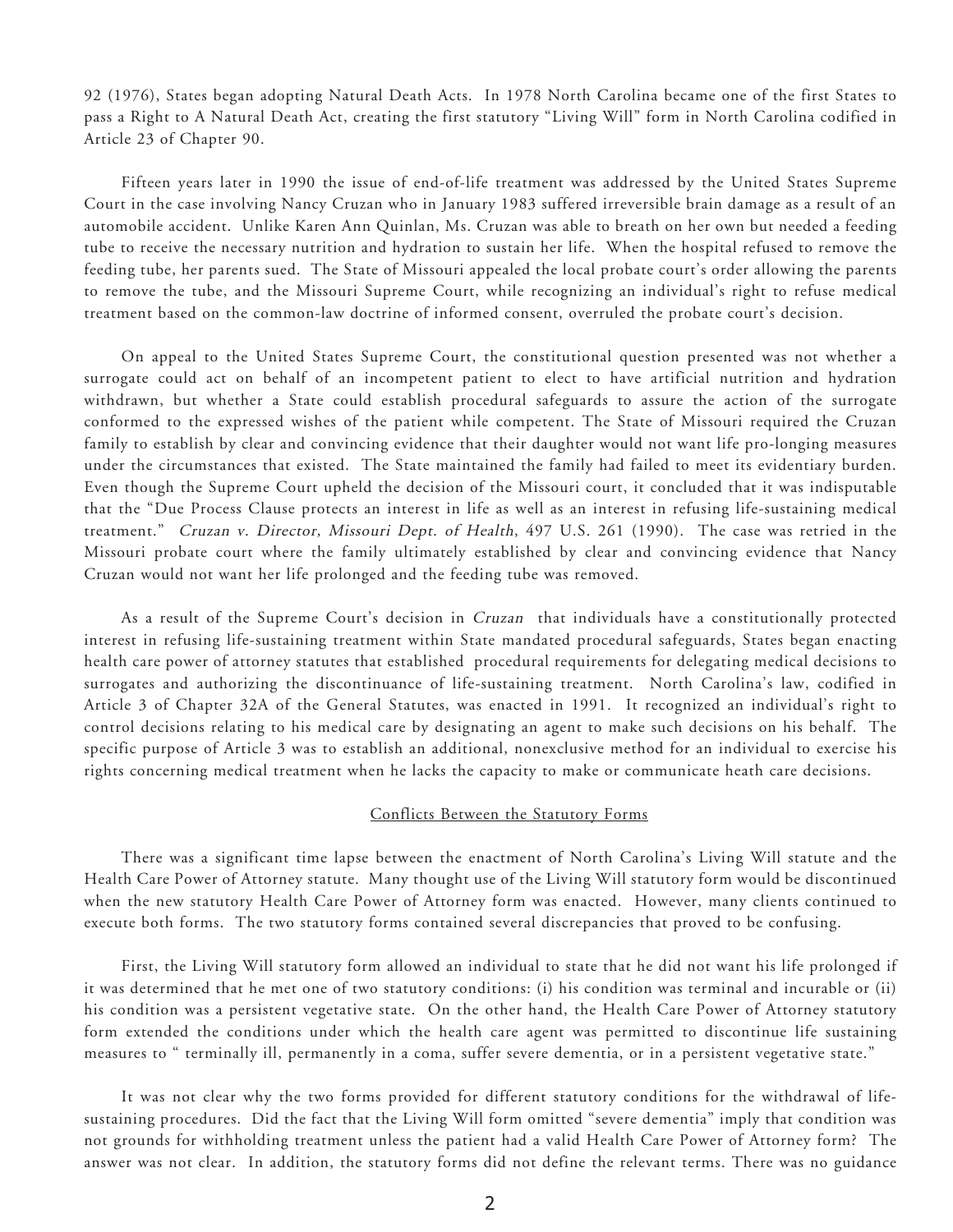92 (1976), States began adopting Natural Death Acts. In 1978 North Carolina became one of the first States to pass a Right to A Natural Death Act, creating the first statutory "Living Will" form in North Carolina codified in Article 23 of Chapter 90.

Fifteen years later in 1990 the issue of end-of-life treatment was addressed by the United States Supreme Court in the case involving Nancy Cruzan who in January 1983 suffered irreversible brain damage as a result of an automobile accident. Unlike Karen Ann Quinlan, Ms. Cruzan was able to breath on her own but needed a feeding tube to receive the necessary nutrition and hydration to sustain her life. When the hospital refused to remove the feeding tube, her parents sued. The State of Missouri appealed the local probate court's order allowing the parents to remove the tube, and the Missouri Supreme Court, while recognizing an individual's right to refuse medical treatment based on the common-law doctrine of informed consent, overruled the probate court's decision.

On appeal to the United States Supreme Court, the constitutional question presented was not whether a surrogate could act on behalf of an incompetent patient to elect to have artificial nutrition and hydration withdrawn, but whether a State could establish procedural safeguards to assure the action of the surrogate conformed to the expressed wishes of the patient while competent. The State of Missouri required the Cruzan family to establish by clear and convincing evidence that their daughter would not want life pro-longing measures under the circumstances that existed. The State maintained the family had failed to meet its evidentiary burden. Even though the Supreme Court upheld the decision of the Missouri court, it concluded that it was indisputable that the "Due Process Clause protects an interest in life as well as an interest in refusing life-sustaining medical treatment." *Cruzan v. Director, Missouri Dept. of Health*, 497 U.S. 261 (1990). The case was retried in the Missouri probate court where the family ultimately established by clear and convincing evidence that Nancy Cruzan would not want her life prolonged and the feeding tube was removed.

As a result of the Supreme Court's decision in *Cruzan* that individuals have a constitutionally protected interest in refusing life-sustaining treatment within State mandated procedural safeguards, States began enacting health care power of attorney statutes that established procedural requirements for delegating medical decisions to surrogates and authorizing the discontinuance of life-sustaining treatment. North Carolina's law, codified in Article 3 of Chapter 32A of the General Statutes, was enacted in 1991. It recognized an individual's right to control decisions relating to his medical care by designating an agent to make such decisions on his behalf. The specific purpose of Article 3 was to establish an additional, nonexclusive method for an individual to exercise his rights concerning medical treatment when he lacks the capacity to make or communicate heath care decisions.

## Conflicts Between the Statutory Forms

There was a significant time lapse between the enactment of North Carolina's Living Will statute and the Health Care Power of Attorney statute. Many thought use of the Living Will statutory form would be discontinued when the new statutory Health Care Power of Attorney form was enacted. However, many clients continued to execute both forms. The two statutory forms contained several discrepancies that proved to be confusing.

First, the Living Will statutory form allowed an individual to state that he did not want his life prolonged if it was determined that he met one of two statutory conditions: (i) his condition was terminal and incurable or (ii) his condition was a persistent vegetative state. On the other hand, the Health Care Power of Attorney statutory form extended the conditions under which the health care agent was permitted to discontinue life sustaining measures to " terminally ill, permanently in a coma, suffer severe dementia, or in a persistent vegetative state."

It was not clear why the two forms provided for different statutory conditions for the withdrawal of life-sustaining procedures. Did the fact that the Living Will form omitted "severe dementia" imply that condition was not grounds for withholding treatment unless the patient had a valid Health Care Power of Attorney form? The answer was not clear. In addition, the statutory forms did not define the relevant terms. There was no guidance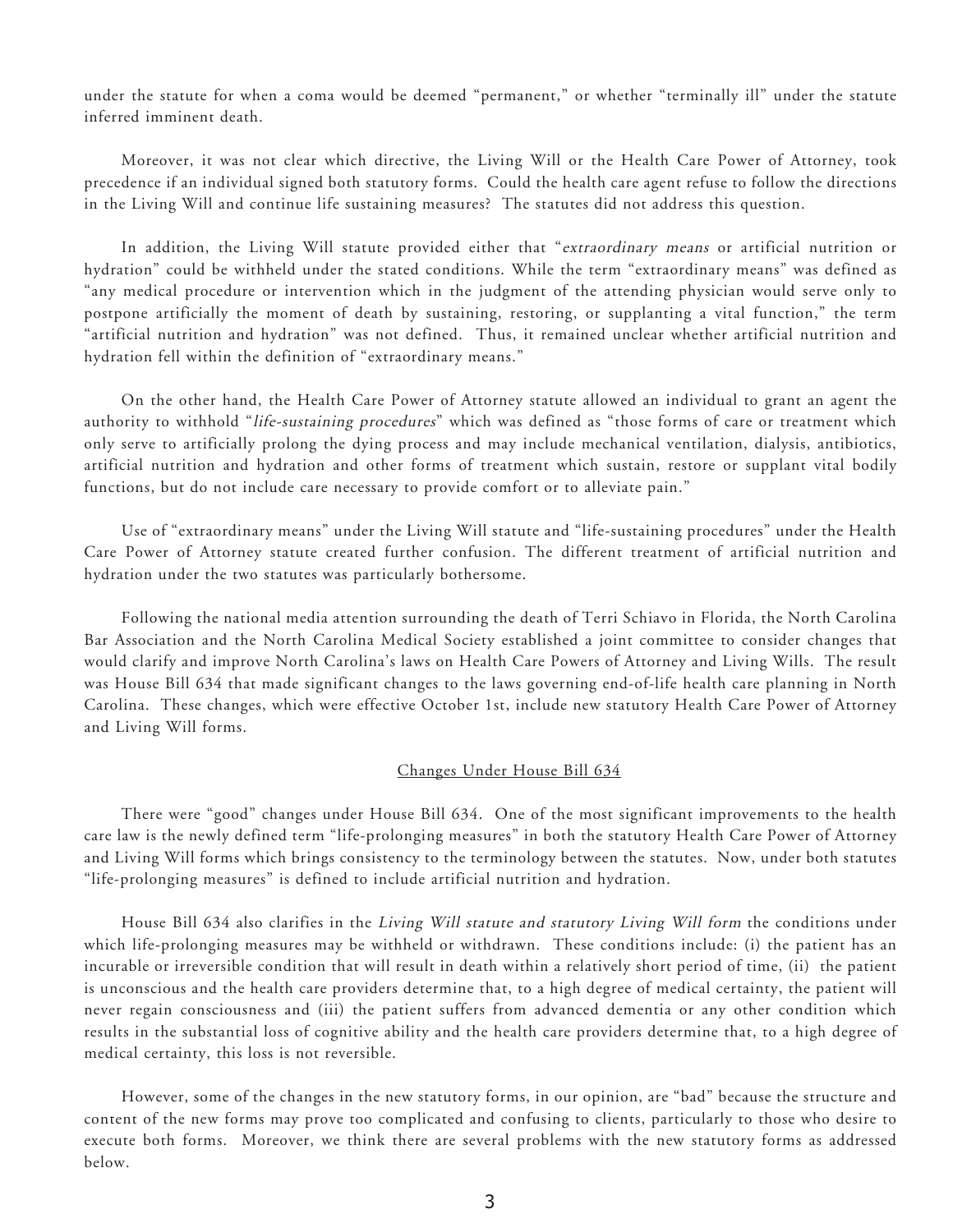under the statute for when a coma would be deemed "permanent," or whether "terminally ill" under the statute inferred imminent death.

Moreover, it was not clear which directive, the Living Will or the Health Care Power of Attorney, took precedence if an individual signed both statutory forms. Could the health care agent refuse to follow the directions in the Living Will and continue life sustaining measures? The statutes did not address this question.

In addition, the Living Will statute provided either that "*extraordinary means* or artificial nutrition or hydration" could be withheld under the stated conditions. While the term "extraordinary means" was defined as "any medical procedure or intervention which in the judgment of the attending physician would serve only to postpone artificially the moment of death by sustaining, restoring, or supplanting a vital function," the term "artificial nutrition and hydration" was not defined. Thus, it remained unclear whether artificial nutrition and hydration fell within the definition of "extraordinary means."

On the other hand, the Health Care Power of Attorney statute allowed an individual to grant an agent the authority to withhold "*life-sustaining procedures*" which was defined as "those forms of care or treatment which only serve to artificially prolong the dying process and may include mechanical ventilation, dialysis, antibiotics, artificial nutrition and hydration and other forms of treatment which sustain, restore or supplant vital bodily functions, but do not include care necessary to provide comfort or to alleviate pain."

Use of "extraordinary means" under the Living Will statute and "life-sustaining procedures" under the Health Care Power of Attorney statute created further confusion. The different treatment of artificial nutrition and hydration under the two statutes was particularly bothersome.

Following the national media attention surrounding the death of Terri Schiavo in Florida, the North Carolina Bar Association and the North Carolina Medical Society established a joint committee to consider changes that would clarify and improve North Carolina's laws on Health Care Powers of Attorney and Living Wills. The result was House Bill 634 that made significant changes to the laws governing end-of-life health care planning in North Carolina. These changes, which were effective October 1st, include new statutory Health Care Power of Attorney and Living Will forms.

## Changes Under House Bill 634

There were "good" changes under House Bill 634. One of the most significant improvements to the health care law is the newly defined term "life-prolonging measures" in both the statutory Health Care Power of Attorney and Living Will forms which brings consistency to the terminology between the statutes. Now, under both statutes "life-prolonging measures" is defined to include artificial nutrition and hydration.

House Bill 634 also clarifies in the *Living Will statute and statutory Living Will form* the conditions under which life-prolonging measures may be withheld or withdrawn. These conditions include: (i) the patient has an incurable or irreversible condition that will result in death within a relatively short period of time, (ii) the patient is unconscious and the health care providers determine that, to a high degree of medical certainty, the patient will never regain consciousness and (iii) the patient suffers from advanced dementia or any other condition which results in the substantial loss of cognitive ability and the health care providers determine that, to a high degree of medical certainty, this loss is not reversible.

However, some of the changes in the new statutory forms, in our opinion, are "bad" because the structure and content of the new forms may prove too complicated and confusing to clients, particularly to those who desire to execute both forms. Moreover, we think there are several problems with the new statutory forms as addressed below.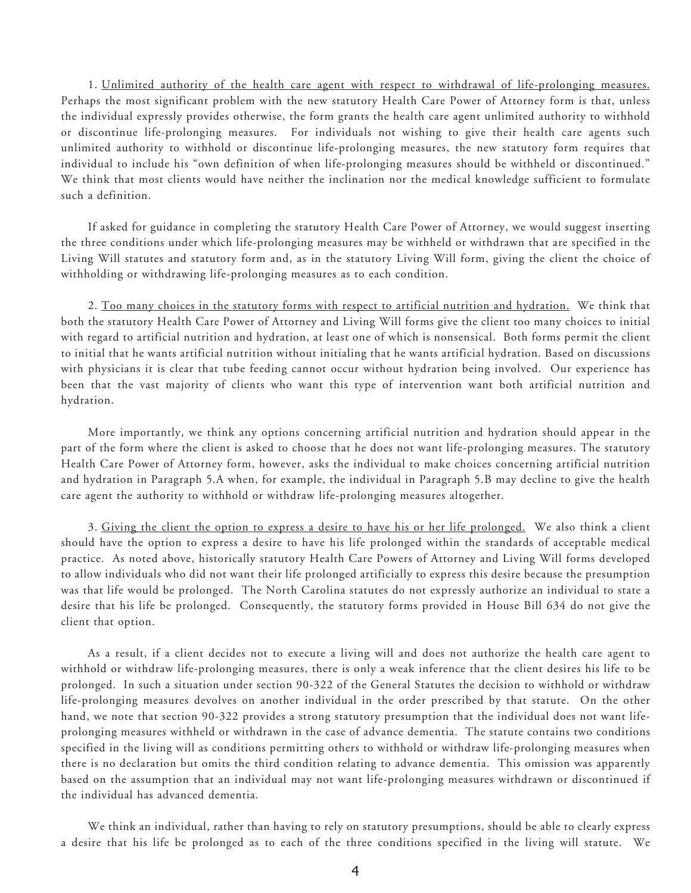1. Unlimited authority of the health care agent with respect to withdrawal of life-prolonging measures. Perhaps the most significant problem with the new statutory Health Care Power of Attorney form is that, unless the individual expressly provides otherwise, the form grants the health care agent unlimited authority to withhold or discontinue life-prolonging measures. For individuals not wishing to give their health care agents such unlimited authority to withhold or discontinue life-prolonging measures, the new statutory form requires that individual to include his "own definition of when life-prolonging measures should be withheld or discontinued." We think that most clients would have neither the inclination nor the medical knowledge sufficient to formulate such a definition.

If asked for guidance in completing the statutory Health Care Power of Attorney, we would suggest inserting the three conditions under which life-prolonging measures may be withheld or withdrawn that are specified in the Living Will statutes and statutory form and, as in the statutory Living Will form, giving the client the choice of withholding or withdrawing life-prolonging measures as to each condition.

2. Too many choices in the statutory forms with respect to artificial nutrition and hydration. We think that both the statutory Health Care Power of Attorney and Living Will forms give the client too many choices to initial with regard to artificial nutrition and hydration, at least one of which is nonsensical. Both forms permit the client to initial that he wants artificial nutrition without initialing that he wants artificial hydration. Based on discussions with physicians it is clear that tube feeding cannot occur without hydration being involved. Our experience has been that the vast majority of clients who want this type of intervention want both artificial nutrition and hydration.

More importantly, we think any options concerning artificial nutrition and hydration should appear in the part of the form where the client is asked to choose that he does not want life-prolonging measures. The statutory Health Care Power of Attorney form, however, asks the individual to make choices concerning artificial nutrition and hydration in Paragraph 5.A when, for example, the individual in Paragraph 5.B may decline to give the health care agent the authority to withhold or withdraw life-prolonging measures altogether.

3. Giving the client the option to express a desire to have his or her life prolonged. We also think a client should have the option to express a desire to have his life prolonged within the standards of acceptable medical practice. As noted above, historically statutory Health Care Powers of Attorney and Living Will forms developed to allow individuals who did not want their life prolonged artificially to express this desire because the presumption was that life would be prolonged. The North Carolina statutes do not expressly authorize an individual to state a desire that his life be prolonged. Consequently, the statutory forms provided in House Bill 634 do not give the client that option.

As a result, if a client decides not to execute a living will and does not authorize the health care agent to withhold or withdraw life-prolonging measures, there is only a weak inference that the client desires his life to be prolonged. In such a situation under section 90-322 of the General Statutes the decision to withhold or withdraw life-prolonging measures devolves on another individual in the order prescribed by that statute. On the other hand, we note that section 90-322 provides a strong statutory presumption that the individual does not want life-prolonging measures withheld or withdrawn in the case of advance dementia. The statute contains two conditions specified in the living will as conditions permitting others to withhold or withdraw life-prolonging measures when there is no declaration but omits the third condition relating to advance dementia. This omission was apparently based on the assumption that an individual may not want life-prolonging measures withdrawn or discontinued if the individual has advanced dementia.

We think an individual, rather than having to rely on statutory presumptions, should be able to clearly express a desire that his life be prolonged as to each of the three conditions specified in the living will statute. We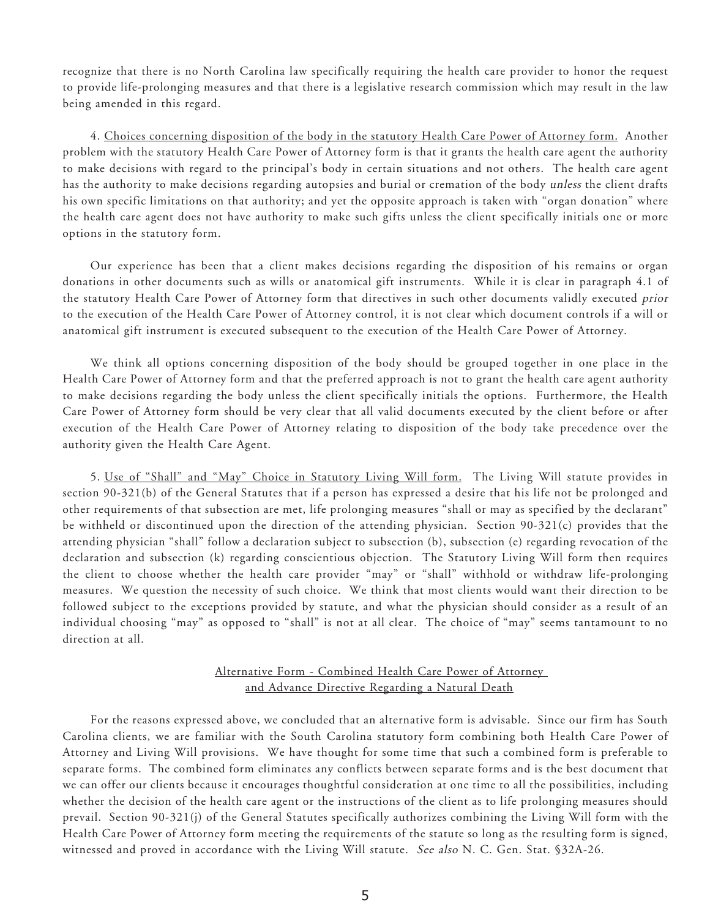recognize that there is no North Carolina law specifically requiring the health care provider to honor the request to provide life-prolonging measures and that there is a legislative research commission which may result in the law being amended in this regard.

4. <u>Choices concerning disposition of the body in the statutory Health Care Power of Attorney form.</u> Another problem with the statutory Health Care Power of Attorney form is that it grants the health care agent the authority to make decisions with regard to the principal's body in certain situations and not others. The health care agent has the authority to make decisions regarding autopsies and burial or cremation of the body *unless* the client drafts his own specific limitations on that authority; and yet the opposite approach is taken with "organ donation" where the health care agent does not have authority to make such gifts unless the client specifically initials one or more options in the statutory form.

Our experience has been that a client makes decisions regarding the disposition of his remains or organ donations in other documents such as wills or anatomical gift instruments. While it is clear in paragraph 4.1 of the statutory Health Care Power of Attorney form that directives in such other documents validly executed *prior* to the execution of the Health Care Power of Attorney control, it is not clear which document controls if a will or anatomical gift instrument is executed subsequent to the execution of the Health Care Power of Attorney.

We think all options concerning disposition of the body should be grouped together in one place in the Health Care Power of Attorney form and that the preferred approach is not to grant the health care agent authority to make decisions regarding the body unless the client specifically initials the options. Furthermore, the Health Care Power of Attorney form should be very clear that all valid documents executed by the client before or after execution of the Health Care Power of Attorney relating to disposition of the body take precedence over the authority given the Health Care Agent.

5. <u>Use of "Shall" and "May" Choice in Statutory Living Will form.</u> The Living Will statute provides in section 90-321(b) of the General Statutes that if a person has expressed a desire that his life not be prolonged and other requirements of that subsection are met, life prolonging measures "shall or may as specified by the declarant" be withheld or discontinued upon the direction of the attending physician. Section 90-321(c) provides that the attending physician "shall" follow a declaration subject to subsection (b), subsection (e) regarding revocation of the declaration and subsection (k) regarding conscientious objection. The Statutory Living Will form then requires the client to choose whether the health care provider "may" or "shall" withhold or withdraw life-prolonging measures. We question the necessity of such choice. We think that most clients would want their direction to be followed subject to the exceptions provided by statute, and what the physician should consider as a result of an individual choosing "may" as opposed to "shall" is not at all clear. The choice of "may" seems tantamount to no direction at all.

## <u>Alternative Form - Combined Health Care Power of Attorney and Advance Directive Regarding a Natural Death</u>

For the reasons expressed above, we concluded that an alternative form is advisable. Since our firm has South Carolina clients, we are familiar with the South Carolina statutory form combining both Health Care Power of Attorney and Living Will provisions. We have thought for some time that such a combined form is preferable to separate forms. The combined form eliminates any conflicts between separate forms and is the best document that we can offer our clients because it encourages thoughtful consideration at one time to all the possibilities, including whether the decision of the health care agent or the instructions of the client as to life prolonging measures should prevail. Section 90-321(j) of the General Statutes specifically authorizes combining the Living Will form with the Health Care Power of Attorney form meeting the requirements of the statute so long as the resulting form is signed, witnessed and proved in accordance with the Living Will statute. *See also* N. C. Gen. Stat. §32A-26.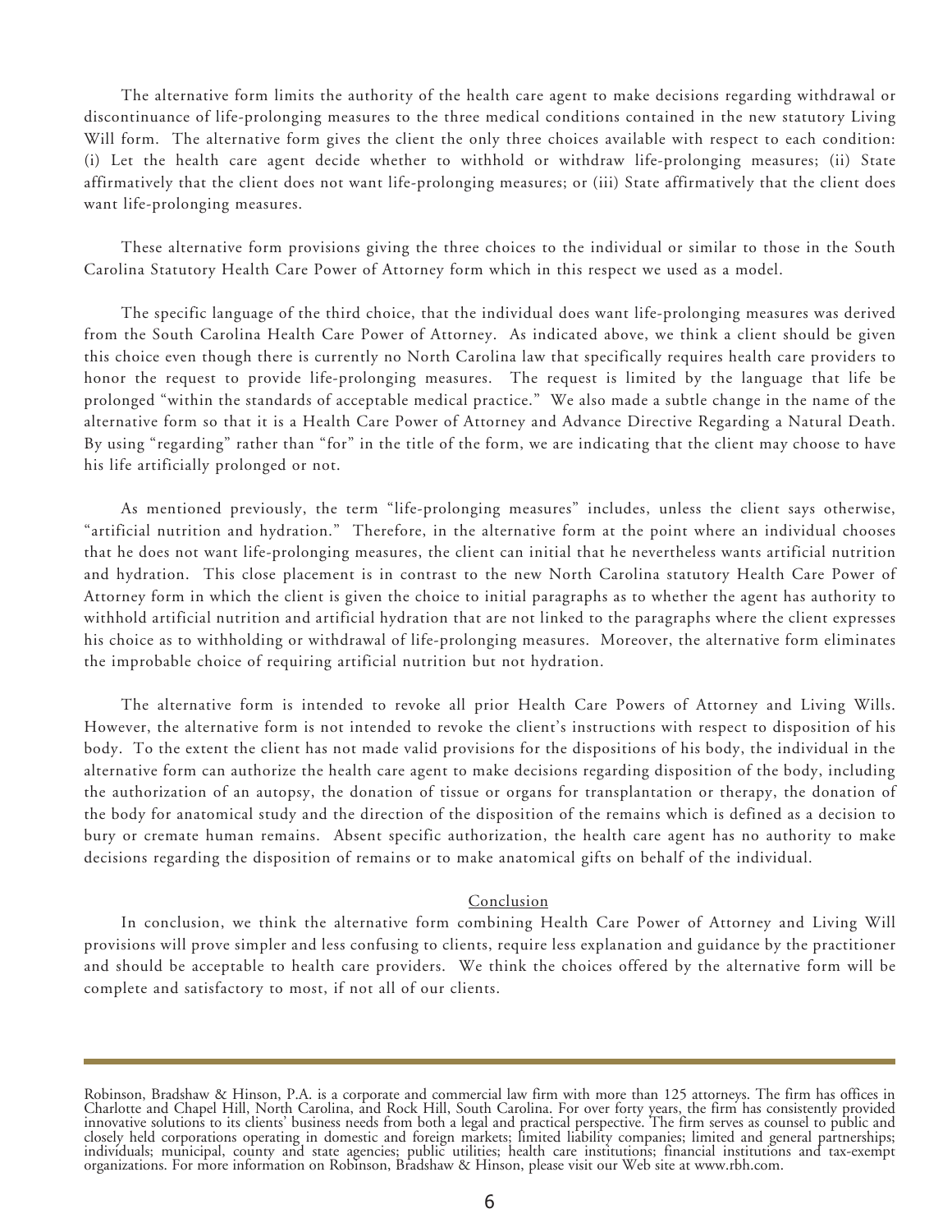The alternative form limits the authority of the health care agent to make decisions regarding withdrawal or discontinuance of life-prolonging measures to the three medical conditions contained in the new statutory Living Will form. The alternative form gives the client the only three choices available with respect to each condition: (i) Let the health care agent decide whether to withhold or withdraw life-prolonging measures; (ii) State affirmatively that the client does not want life-prolonging measures; or (iii) State affirmatively that the client does want life-prolonging measures.

These alternative form provisions giving the three choices to the individual or similar to those in the South Carolina Statutory Health Care Power of Attorney form which in this respect we used as a model.

The specific language of the third choice, that the individual does want life-prolonging measures was derived from the South Carolina Health Care Power of Attorney. As indicated above, we think a client should be given this choice even though there is currently no North Carolina law that specifically requires health care providers to honor the request to provide life-prolonging measures. The request is limited by the language that life be prolonged "within the standards of acceptable medical practice." We also made a subtle change in the name of the alternative form so that it is a Health Care Power of Attorney and Advance Directive Regarding a Natural Death. By using "regarding" rather than "for" in the title of the form, we are indicating that the client may choose to have his life artificially prolonged or not.

As mentioned previously, the term "life-prolonging measures" includes, unless the client says otherwise, "artificial nutrition and hydration." Therefore, in the alternative form at the point where an individual chooses that he does not want life-prolonging measures, the client can initial that he nevertheless wants artificial nutrition and hydration. This close placement is in contrast to the new North Carolina statutory Health Care Power of Attorney form in which the client is given the choice to initial paragraphs as to whether the agent has authority to withhold artificial nutrition and artificial hydration that are not linked to the paragraphs where the client expresses his choice as to withholding or withdrawal of life-prolonging measures. Moreover, the alternative form eliminates the improbable choice of requiring artificial nutrition but not hydration.

The alternative form is intended to revoke all prior Health Care Powers of Attorney and Living Wills. However, the alternative form is not intended to revoke the client's instructions with respect to disposition of his body. To the extent the client has not made valid provisions for the dispositions of his body, the individual in the alternative form can authorize the health care agent to make decisions regarding disposition of the body, including the authorization of an autopsy, the donation of tissue or organs for transplantation or therapy, the donation of the body for anatomical study and the direction of the disposition of the remains which is defined as a decision to bury or cremate human remains. Absent specific authorization, the health care agent has no authority to make decisions regarding the disposition of remains or to make anatomical gifts on behalf of the individual.

## Conclusion

In conclusion, we think the alternative form combining Health Care Power of Attorney and Living Will provisions will prove simpler and less confusing to clients, require less explanation and guidance by the practitioner and should be acceptable to health care providers. We think the choices offered by the alternative form will be complete and satisfactory to most, if not all of our clients.

---

Robinson, Bradshaw & Hinson, P.A. is a corporate and commercial law firm with more than 125 attorneys. The firm has offices in Charlotte and Chapel Hill, North Carolina, and Rock Hill, South Carolina. For over forty years, the firm has consistently provided innovative solutions to its clients' business needs from both a legal and practical perspective. The firm serves as counsel to public and closely held corporations operating in domestic and foreign markets; limited liability companies; limited and general partnerships; individuals; municipal, county and state agencies; public utilities; health care institutions; financial institutions and tax-exempt organizations. For more information on Robinson, Bradshaw & Hinson, please visit our Web site at www.rbh.com.